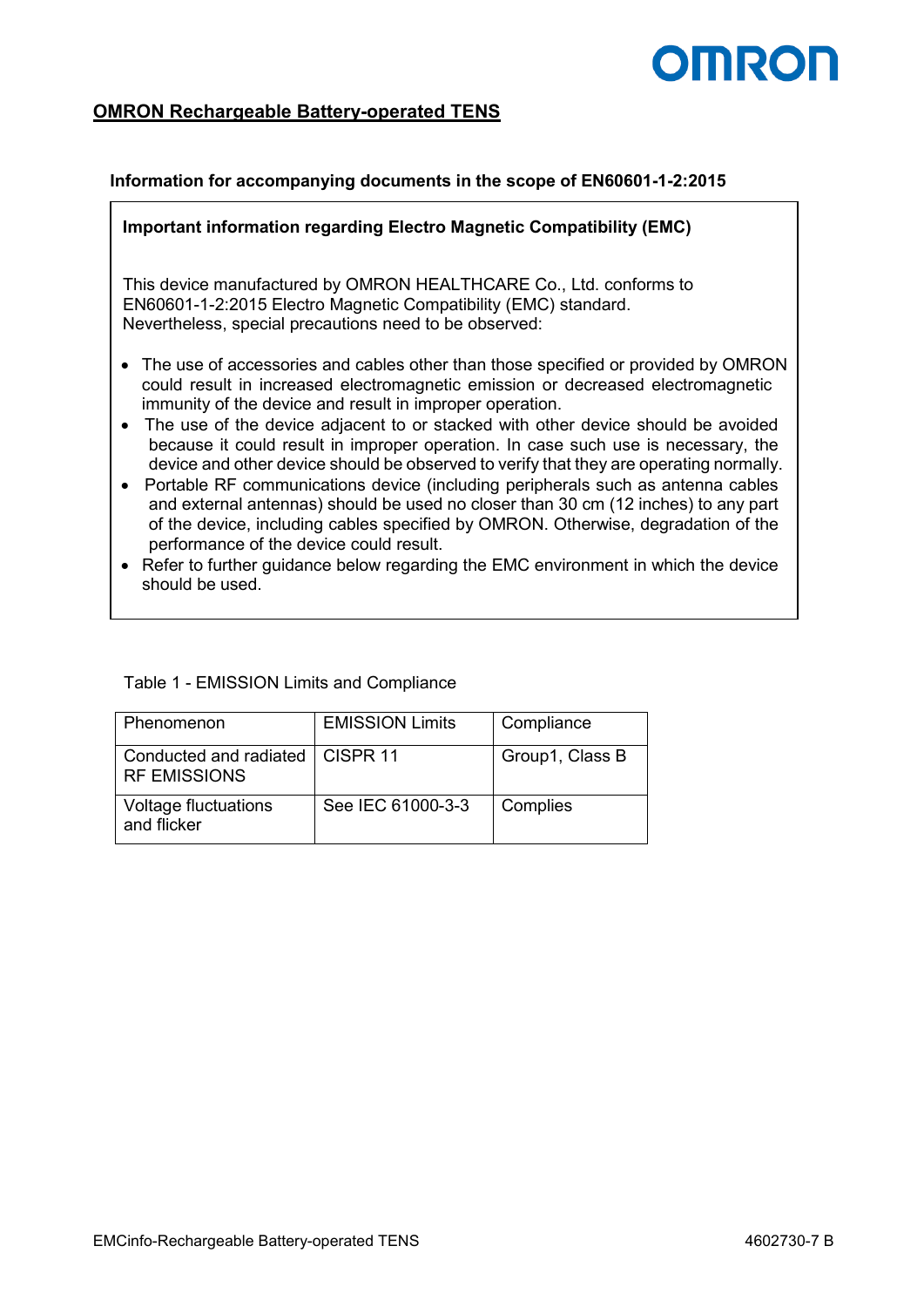# OMRON Rechargeable Battery-operated TENS

**Information for accompanying documents in the scope of EN60601-1-2:2015**

**Important information regarding Electro Magnetic Compatibility (EMC)**

This device manufactured by OMRON HEALTHCARE Co., Ltd. conforms to EN60601-1-2:2015 Electro Magnetic Compatibility (EMC) standard.
Nevertheless, special precautions need to be observed:

- The use of accessories and cables other than those specified or provided by OMRON could result in increased electromagnetic emission or decreased electromagnetic immunity of the device and result in improper operation.
- The use of the device adjacent to or stacked with other device should be avoided because it could result in improper operation. In case such use is necessary, the device and other device should be observed to verify that they are operating normally.
- Portable RF communications device (including peripherals such as antenna cables and external antennas) should be used no closer than 30 cm (12 inches) to any part of the device, including cables specified by OMRON. Otherwise, degradation of the performance of the device could result.
- Refer to further guidance below regarding the EMC environment in which the device should be used.

Table 1 - EMISSION Limits and Compliance

| Phenomenon | EMISSION Limits | Compliance |
|---|---|---|
| Conducted and radiated RF EMISSIONS | CISPR 11 | Group1, Class B |
| Voltage fluctuations and flicker | See IEC 61000-3-3 | Complies |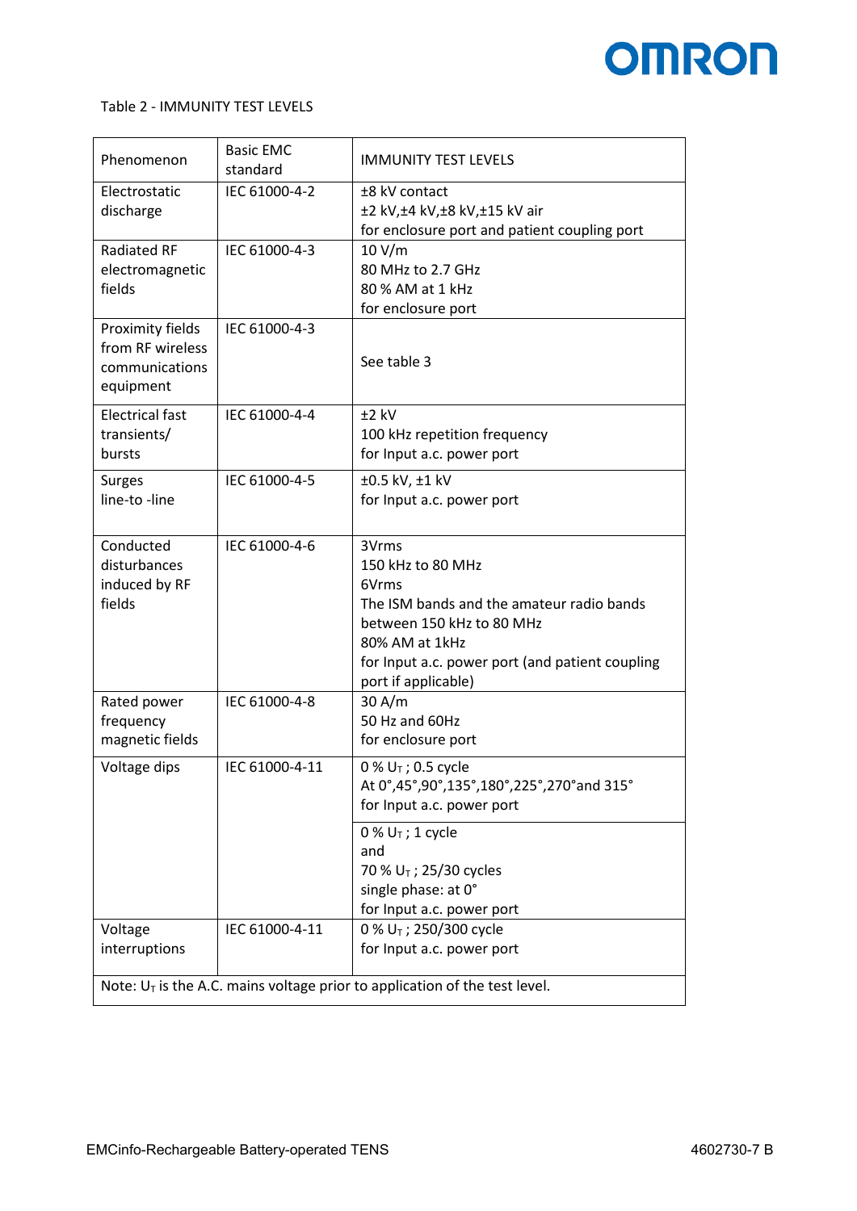Table 2 - IMMUNITY TEST LEVELS

| Phenomenon | Basic EMC standard | IMMUNITY TEST LEVELS |
|---|---|---|
| Electrostatic discharge | IEC 61000-4-2 | ±8 kV contact<br>±2 kV,±4 kV,±8 kV,±15 kV air<br>for enclosure port and patient coupling port |
| Radiated RF electromagnetic fields | IEC 61000-4-3 | 10 V/m<br>80 MHz to 2.7 GHz<br>80 % AM at 1 kHz<br>for enclosure port |
| Proximity fields from RF wireless communications equipment | IEC 61000-4-3 | See table 3 |
| Electrical fast transients/ bursts | IEC 61000-4-4 | ±2 kV<br>100 kHz repetition frequency<br>for Input a.c. power port |
| Surges line-to -line | IEC 61000-4-5 | ±0.5 kV, ±1 kV<br>for Input a.c. power port |
| Conducted disturbances induced by RF fields | IEC 61000-4-6 | 3Vrms<br>150 kHz to 80 MHz<br>6Vrms<br>The ISM bands and the amateur radio bands between 150 kHz to 80 MHz<br>80% AM at 1kHz<br>for Input a.c. power port (and patient coupling port if applicable) |
| Rated power frequency magnetic fields | IEC 61000-4-8 | 30 A/m<br>50 Hz and 60Hz<br>for enclosure port |
| Voltage dips | IEC 61000-4-11 | 0 % $U_T$ ; 0.5 cycle<br>At 0°,45°,90°,135°,180°,225°,270°and 315°<br>for Input a.c. power port |
| | | 0 % $U_T$ ; 1 cycle<br>and<br>70 % $U_T$ ; 25/30 cycles<br>single phase: at 0°<br>for Input a.c. power port |
| Voltage interruptions | IEC 61000-4-11 | 0 % $U_T$ ; 250/300 cycle<br>for Input a.c. power port |

Note: $U_T$ is the A.C. mains voltage prior to application of the test level.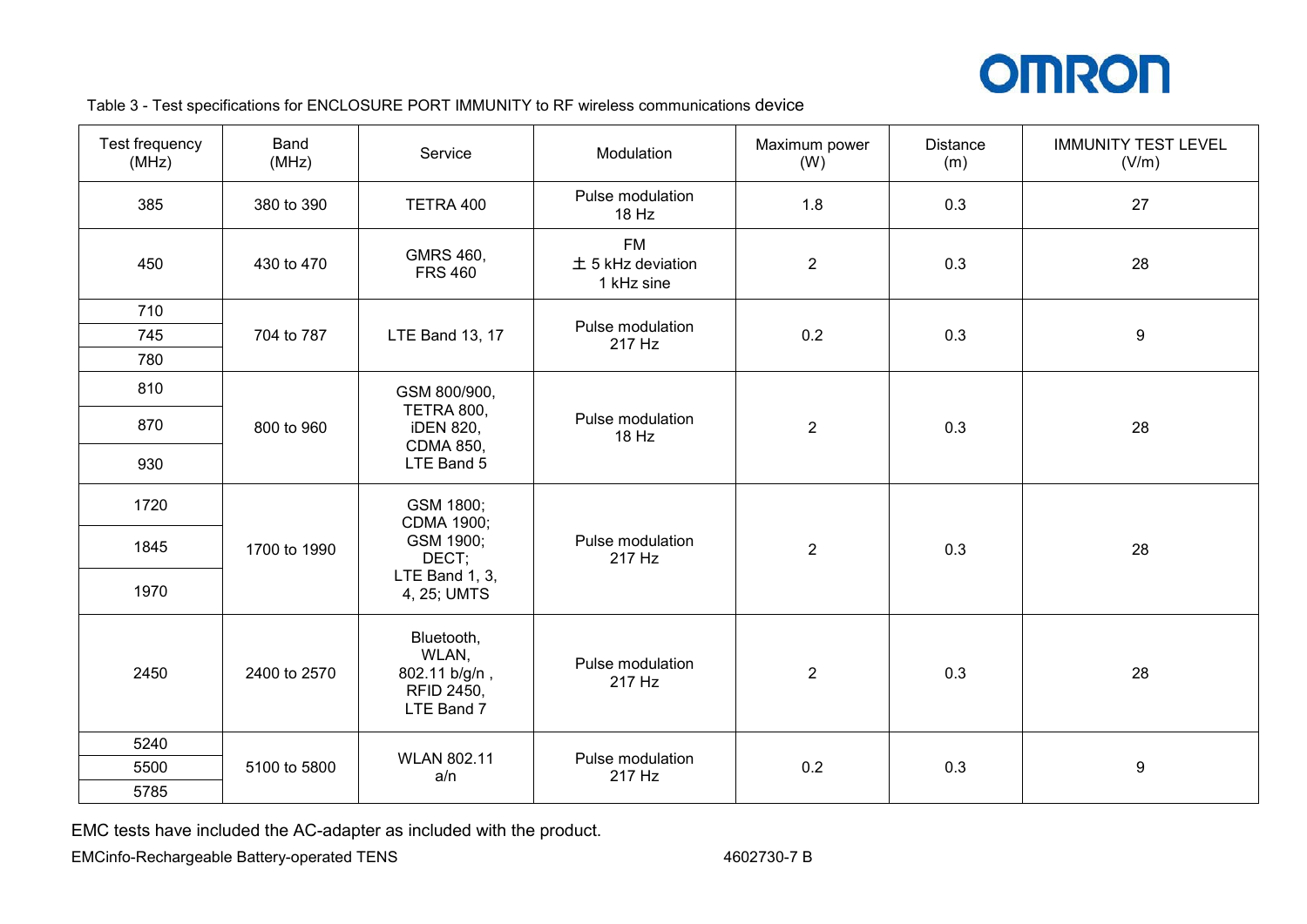Table 3 - Test specifications for ENCLOSURE PORT IMMUNITY to RF wireless communications device

| Test frequency (MHz) | Band (MHz) | Service | Modulation | Maximum power (W) | Distance (m) | IMMUNITY TEST LEVEL (V/m) |
|---|---|---|---|---|---|---|
| 385 | 380 to 390 | TETRA 400 | Pulse modulation 18 Hz | 1.8 | 0.3 | 27 |
| 450 | 430 to 470 | GMRS 460, FRS 460 | FM ± 5 kHz deviation 1 kHz sine | 2 | 0.3 | 28 |
| 710 | 704 to 787 | LTE Band 13, 17 | Pulse modulation 217 Hz | 0.2 | 0.3 | 9 |
| 745 | | | | | | |
| 780 | | | | | | |
| 810 | 800 to 960 | GSM 800/900, TETRA 800, iDEN 820, CDMA 850, LTE Band 5 | Pulse modulation 18 Hz | 2 | 0.3 | 28 |
| 870 | | | | | | |
| 930 | | | | | | |
| 1720 | 1700 to 1990 | GSM 1800; CDMA 1900; GSM 1900; DECT; LTE Band 1, 3, 4, 25; UMTS | Pulse modulation 217 Hz | 2 | 0.3 | 28 |
| 1845 | | | | | | |
| 1970 | | | | | | |
| 2450 | 2400 to 2570 | Bluetooth, WLAN, 802.11 b/g/n , RFID 2450, LTE Band 7 | Pulse modulation 217 Hz | 2 | 0.3 | 28 |
| 5240 | 5100 to 5800 | WLAN 802.11 a/n | Pulse modulation 217 Hz | 0.2 | 0.3 | 9 |
| 5500 | | | | | | |
| 5785 | | | | | | |

EMC tests have included the AC-adapter as included with the product.